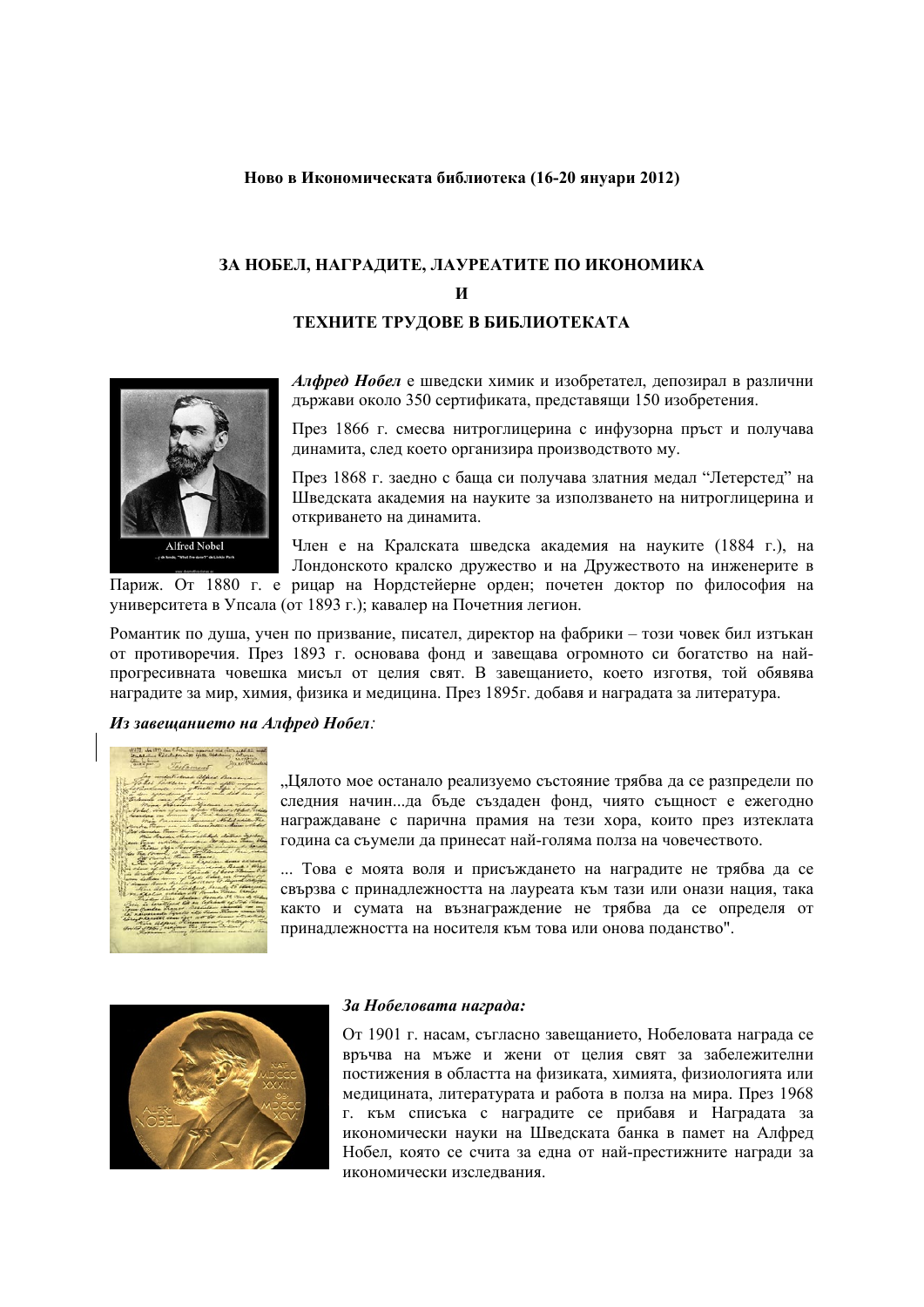**Ново в Икономическата библиотека (16-20 януари 2012)**

## ЗА НОБЕЛ, НАГРАДИТЕ, ЛАУРЕАТИТЕ ПО ИКОНОМИКА
## И
## ТЕХНИТЕ ТРУДОВЕ В БИБЛИОТЕКАТА

***Алфред Нобел*** е шведски химик и изобретател, депозирал в различни държави около 350 сертификата, представящи 150 изобретения.

През 1866 г. смесва нитроглицерина с инфузорна пръст и получава динамита, след което организира производството му.

През 1868 г. заедно с баща си получава златния медал "Летерстед" на Шведската академия на науките за използването на нитроглицерина и откриването на динамита.

Член е на Кралската шведска академия на науките (1884 г.), на Лондонското кралско дружество и на Дружеството на инженерите в Париж. От 1880 г. е рицар на Нордстейерне орден; почетен доктор по философия на университета в Упсала (от 1893 г.); кавалер на Почетния легион.

Романтик по душа, учен по призвание, писател, директор на фабрики – този човек бил изтъкан от противоречия. През 1893 г. основава фонд и завещава огромното си богатство на най-прогресивната човешка мисъл от целия свят. В завещанието, което изготвя, той обявява наградите за мир, химия, физика и медицина. През 1895г. добавя и наградата за литература.

***Из завещанието на Алфред Нобел:***

„Цялото мое останало реализуемо състояние трябва да се разпредели по следния начин...да бъде създаден фонд, чиято същност е ежегодно награждаване с парична премия на тези хора, които през изтеклата година са съумели да принесат най-голяма полза на човечеството.

... Това е моята воля и присъждането на наградите не трябва да се свързва с принадлежността на лауреата към тази или онази нация, така както и сумата на възнаграждение не трябва да се определя от принадлежността на носителя към това или онова поданство".

***За Нобеловата награда:***

От 1901 г. насам, съгласно завещанието, Нобеловата награда се връчва на мъже и жени от целия свят за забележителни постижения в областта на физиката, химията, физиологията или медицината, литературата и работа в полза на мира. През 1968 г. към списъка с наградите се прибавя и Наградата за икономически науки на Шведската банка в памет на Алфред Нобел, която се счита за една от най-престижните награди за икономически изследвания.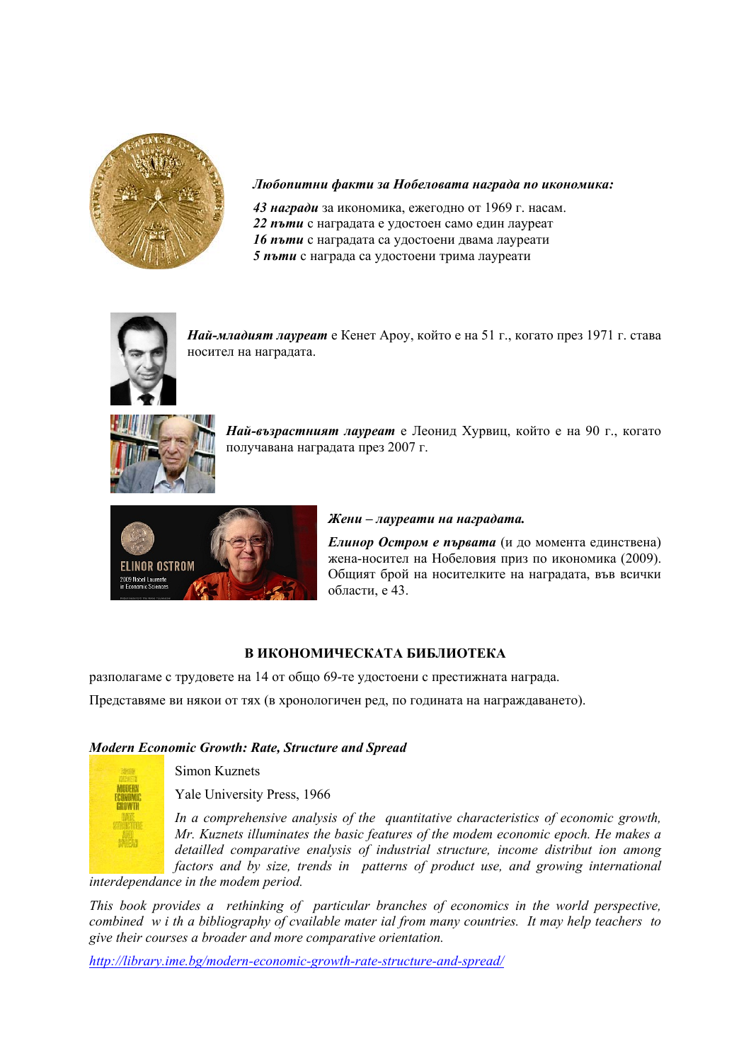***Любопитни факти за Нобеловата награда по икономика:***

***43 награди*** за икономика, ежегодно от 1969 г. насам.
***22 пъти*** с наградата е удостоен само един лауреат
***16 пъти*** с наградата са удостоени двама лауреати
***5 пъти*** с награда са удостоени трима лауреати

***Най-младият лауреат*** е Кенет Ароу, който е на 51 г., когато през 1971 г. става носител на наградата.

***Най-възрастният лауреат*** е Леонид Хурвиц, който е на 90 г., когато получавана наградата през 2007 г.

***Жени – лауреати на наградата.***

***Елинор Остром е първата*** (и до момента единствена) жена-носител на Нобеловия приз по икономика (2009). Общият брой на носителките на наградата, във всички области, е 43.

**В ИКОНОМИЧЕСКАТА БИБЛИОТЕКА**

разполагаме с трудовете на 14 от общо 69-те удостоени с престижната награда.

Представяме ви някои от тях (в хронологичен ред, по годината на награждаването).

***Modern Economic Growth: Rate, Structure and Spread***

Simon Kuznets

Yale University Press, 1966

*In a comprehensive analysis of the quantitative characteristics of economic growth, Mr. Kuznets illuminates the basic features of the modem economic epoch. He makes a detailled comparative analysis of industrial structure, income distribut ion among factors and by size, trends in patterns of product use, and growing international interdependance in the modem period.*

*This book provides a rethinking of particular branches of economics in the world perspective, combined w i th a bibliography of cvailable mater ial from many countries. It may help teachers to give their courses a broader and more comparative orientation.*

http://library.ime.bg/modern-economic-growth-rate-structure-and-spread/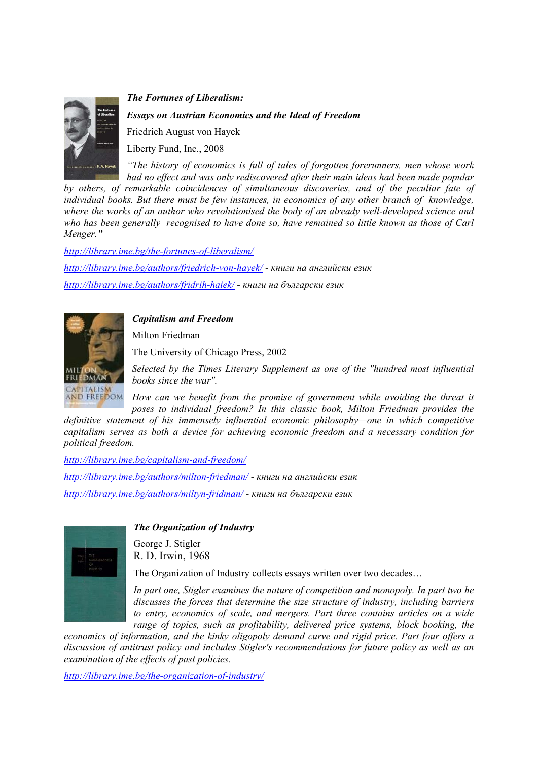***The Fortunes of Liberalism:***

***Essays on Austrian Economics and the Ideal of Freedom***

Friedrich August von Hayek

Liberty Fund, Inc., 2008

*"The history of economics is full of tales of forgotten forerunners, men whose work had no effect and was only rediscovered after their main ideas had been made popular by others, of remarkable coincidences of simultaneous discoveries, and of the peculiar fate of individual books. But there must be few instances, in economics of any other branch of knowledge, where the works of an author who revolutionised the body of an already well-developed science and who has been generally recognised to have done so, have remained so little known as those of Carl Menger."*

http://library.ime.bg/the-fortunes-of-liberalism/

http://library.ime.bg/authors/friedrich-von-hayek/ - *книги на английски език*

http://library.ime.bg/authors/fridrih-haiek/ - *книги на български език*

***Capitalism and Freedom***

Milton Friedman

The University of Chicago Press, 2002

*Selected by the Times Literary Supplement as one of the "hundred most influential books since the war".*

*How can we benefit from the promise of government while avoiding the threat it poses to individual freedom? In this classic book, Milton Friedman provides the definitive statement of his immensely influential economic philosophy—one in which competitive capitalism serves as both a device for achieving economic freedom and a necessary condition for political freedom.*

http://library.ime.bg/capitalism-and-freedom/

http://library.ime.bg/authors/milton-friedman/ - *книги на английски език*

http://library.ime.bg/authors/miltyn-fridman/ - *книги на български език*

***The Organization of Industry***

George J. Stigler

R. D. Irwin, 1968

The Organization of Industry collects essays written over two decades…

*In part one, Stigler examines the nature of competition and monopoly. In part two he discusses the forces that determine the size structure of industry, including barriers to entry, economics of scale, and mergers. Part three contains articles on a wide range of topics, such as profitability, delivered price systems, block booking, the economics of information, and the kinky oligopoly demand curve and rigid price. Part four offers a discussion of antitrust policy and includes Stigler's recommendations for future policy as well as an examination of the effects of past policies.*

http://library.ime.bg/the-organization-of-industry/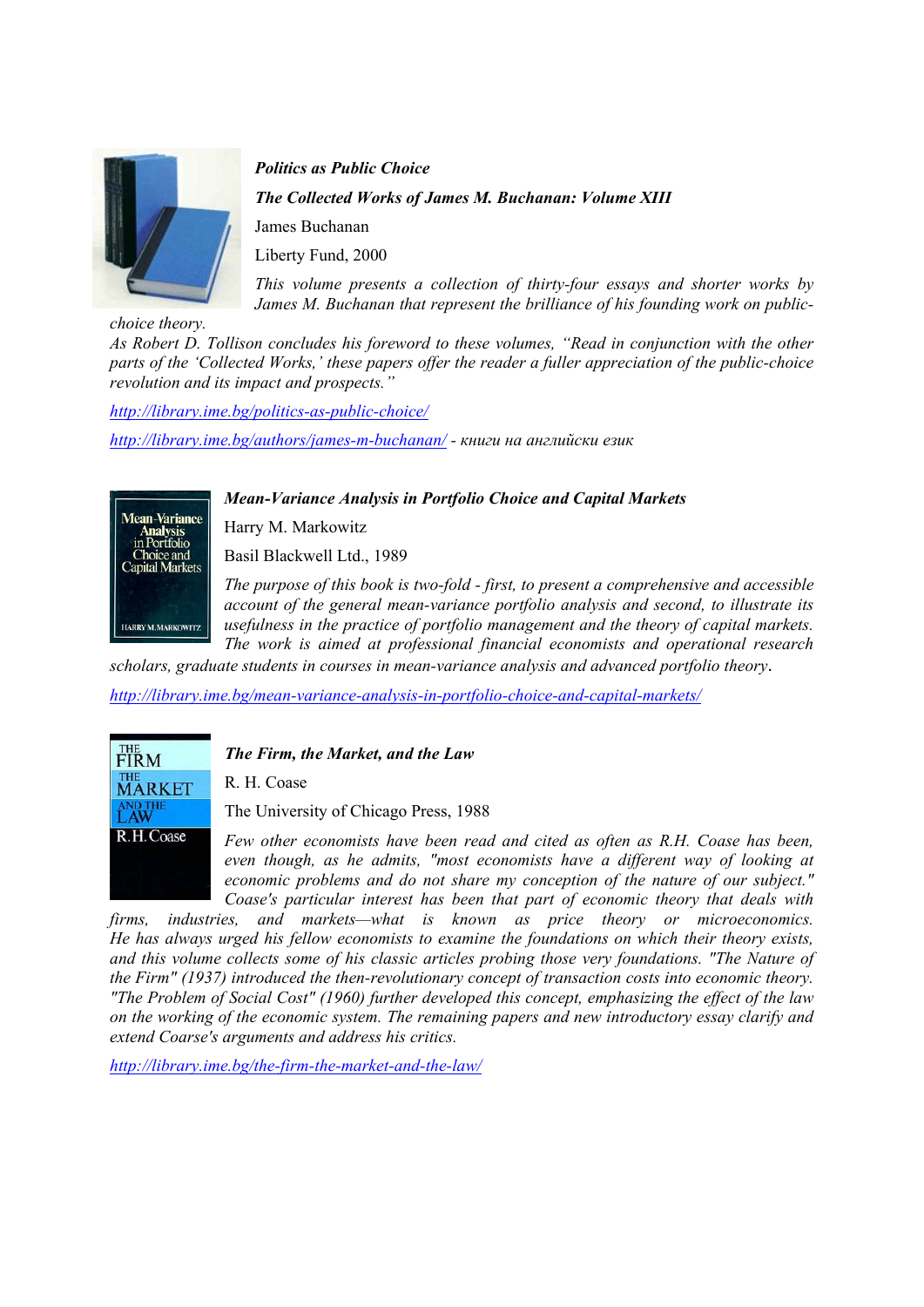***Politics as Public Choice***

***The Collected Works of James M. Buchanan: Volume XIII***

James Buchanan

Liberty Fund, 2000

*This volume presents a collection of thirty-four essays and shorter works by James M. Buchanan that represent the brilliance of his founding work on public-choice theory.*

*As Robert D. Tollison concludes his foreword to these volumes, "Read in conjunction with the other parts of the 'Collected Works,' these papers offer the reader a fuller appreciation of the public-choice revolution and its impact and prospects."*

*http://library.ime.bg/politics-as-public-choice/*

*http://library.ime.bg/authors/james-m-buchanan/ - книги на английски език*

***Mean-Variance Analysis in Portfolio Choice and Capital Markets***

Harry M. Markowitz

Basil Blackwell Ltd., 1989

*The purpose of this book is two-fold - first, to present a comprehensive and accessible account of the general mean-variance portfolio analysis and second, to illustrate its usefulness in the practice of portfolio management and the theory of capital markets. The work is aimed at professional financial economists and operational research scholars, graduate students in courses in mean-variance analysis and advanced portfolio theory*.

*http://library.ime.bg/mean-variance-analysis-in-portfolio-choice-and-capital-markets/*

***The Firm, the Market, and the Law***

R. H. Coase

The University of Chicago Press, 1988

*Few other economists have been read and cited as often as R.H. Coase has been, even though, as he admits, "most economists have a different way of looking at economic problems and do not share my conception of the nature of our subject." Coase's particular interest has been that part of economic theory that deals with firms, industries, and markets—what is known as price theory or microeconomics. He has always urged his fellow economists to examine the foundations on which their theory exists, and this volume collects some of his classic articles probing those very foundations. "The Nature of the Firm" (1937) introduced the then-revolutionary concept of transaction costs into economic theory. "The Problem of Social Cost" (1960) further developed this concept, emphasizing the effect of the law on the working of the economic system. The remaining papers and new introductory essay clarify and extend Coarse's arguments and address his critics.*

*http://library.ime.bg/the-firm-the-market-and-the-law/*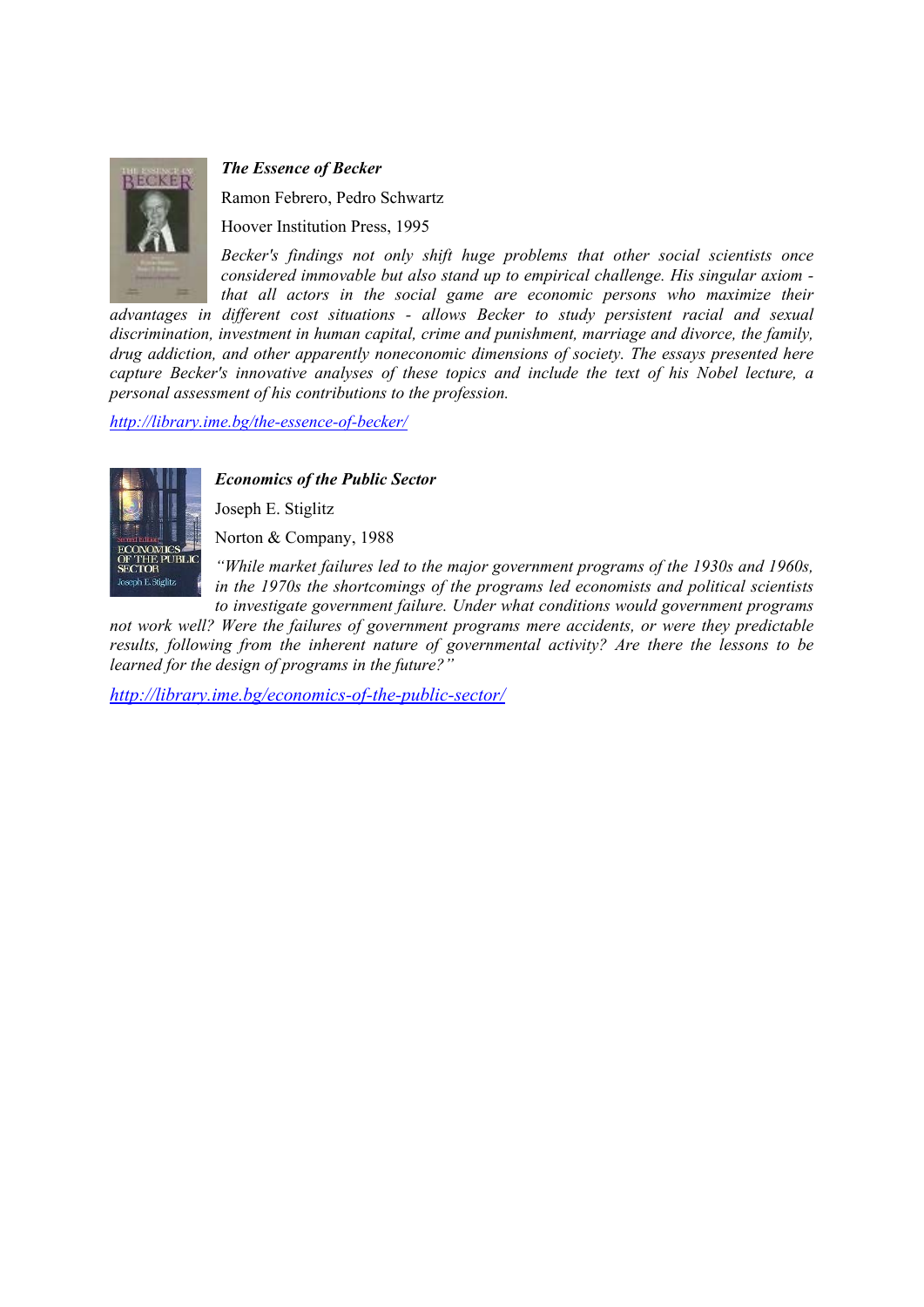***The Essence of Becker***

Ramon Febrero, Pedro Schwartz

Hoover Institution Press, 1995

*Becker's findings not only shift huge problems that other social scientists once considered immovable but also stand up to empirical challenge. His singular axiom - that all actors in the social game are economic persons who maximize their advantages in different cost situations - allows Becker to study persistent racial and sexual discrimination, investment in human capital, crime and punishment, marriage and divorce, the family, drug addiction, and other apparently noneconomic dimensions of society. The essays presented here capture Becker's innovative analyses of these topics and include the text of his Nobel lecture, a personal assessment of his contributions to the profession.*

http://library.ime.bg/the-essence-of-becker/

***Economics of the Public Sector***

Joseph E. Stiglitz

Norton & Company, 1988

*"While market failures led to the major government programs of the 1930s and 1960s, in the 1970s the shortcomings of the programs led economists and political scientists to investigate government failure. Under what conditions would government programs not work well? Were the failures of government programs mere accidents, or were they predictable results, following from the inherent nature of governmental activity? Are there the lessons to be learned for the design of programs in the future?"*

http://library.ime.bg/economics-of-the-public-sector/